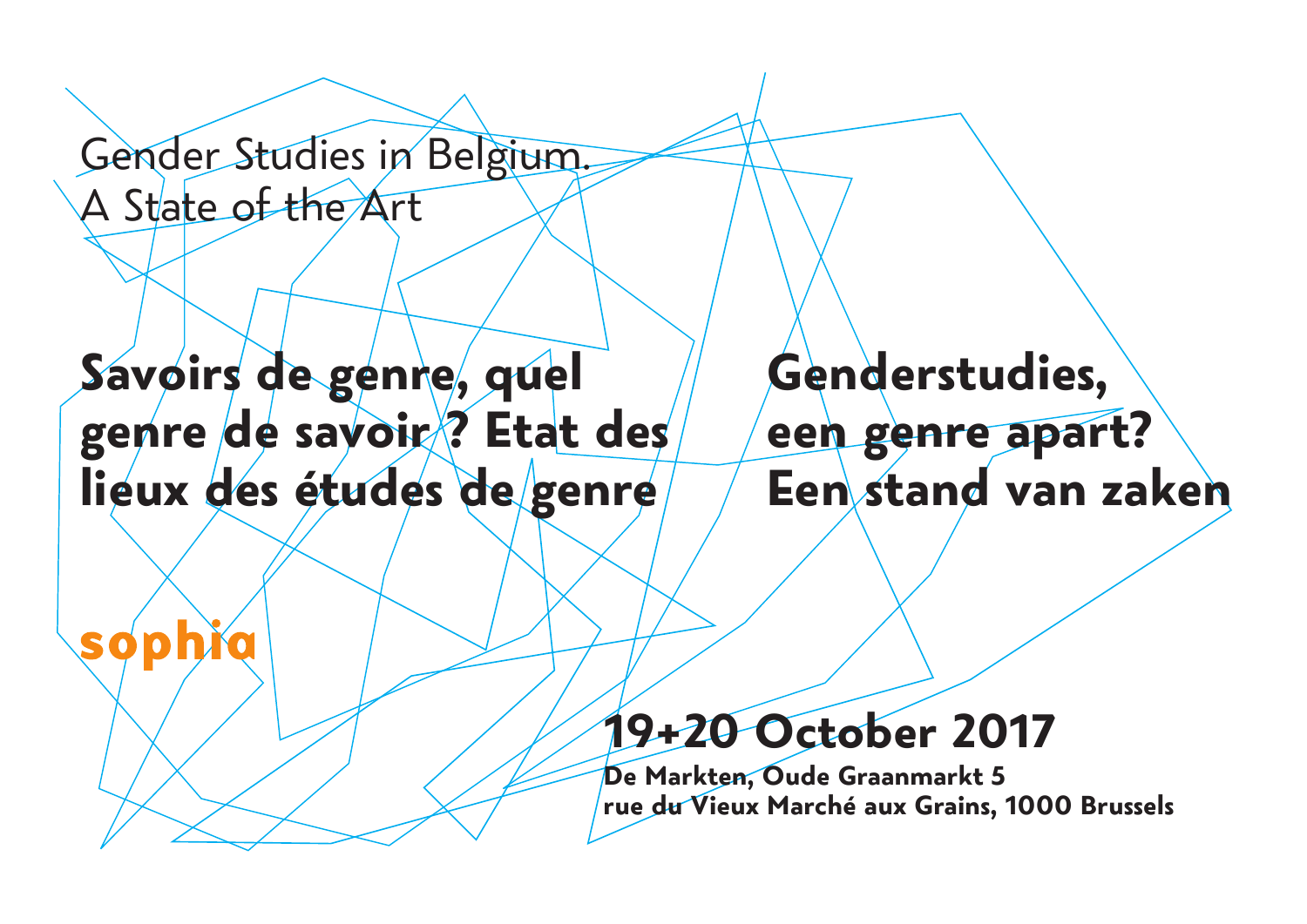Gender Studies in Belgium.
A State of the Art

# Savoirs de genre, quel genre de savoir ? Etat des lieux des études de genre

# Genderstudies, een genre apart? Een stand van zaken

sophia

## 19+20 October 2017

**De Markten, Oude Graanmarkt 5**
**rue du Vieux Marché aux Grains, 1000 Brussels**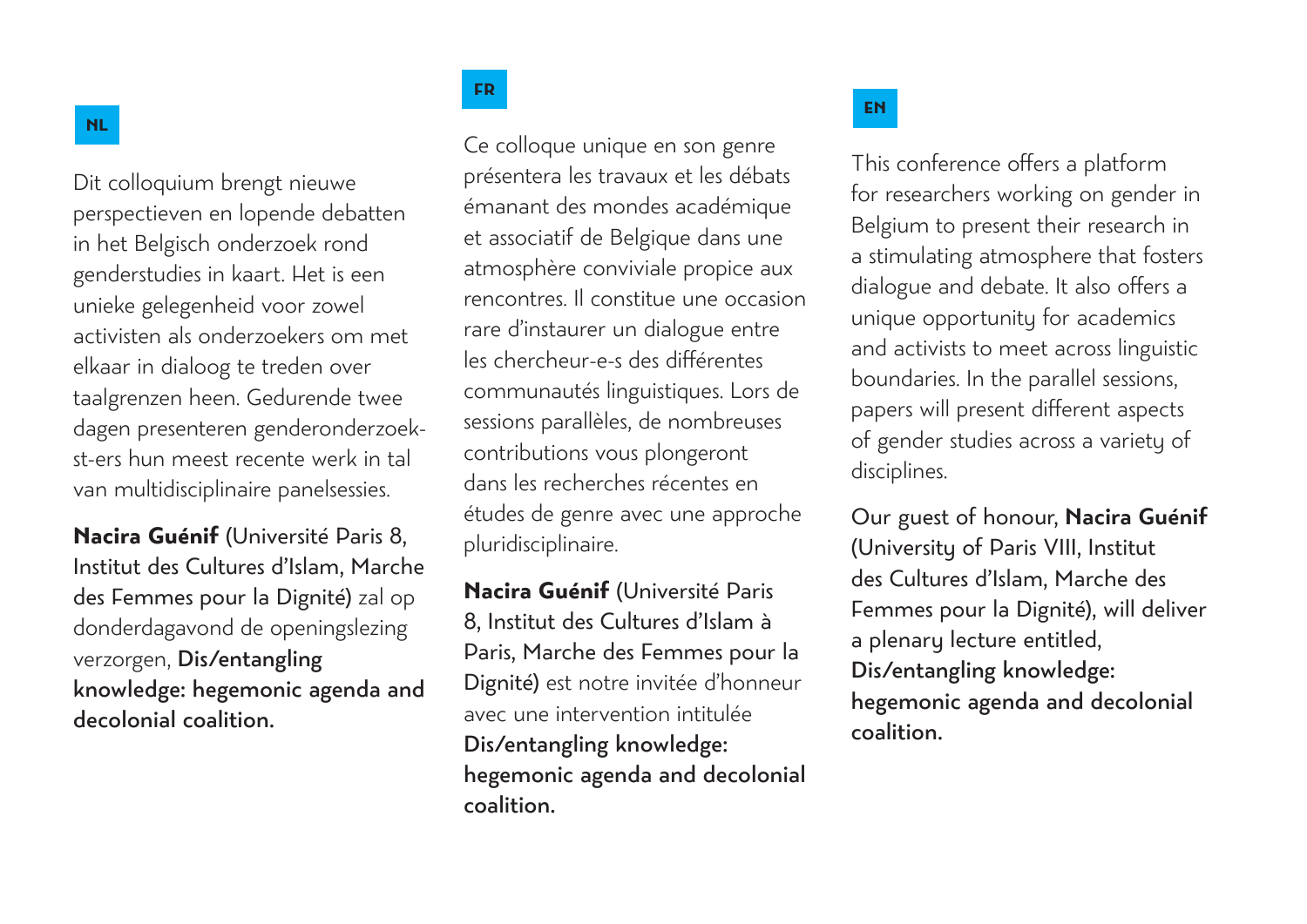**NL**

Dit colloquium brengt nieuwe perspectieven en lopende debatten in het Belgisch onderzoek rond genderstudies in kaart. Het is een unieke gelegenheid voor zowel activisten als onderzoekers om met elkaar in dialoog te treden over taalgrenzen heen. Gedurende twee dagen presenteren genderonderzoek-st-ers hun meest recente werk in tal van multidisciplinaire panelsessies.

**Nacira Guénif** (Université Paris 8, Institut des Cultures d'Islam, Marche des Femmes pour la Dignité) zal op donderdagavond de openingslezing verzorgen, **Dis/entangling knowledge: hegemonic agenda and decolonial coalition.**

**FR**

Ce colloque unique en son genre présentera les travaux et les débats émanant des mondes académique et associatif de Belgique dans une atmosphère conviviale propice aux rencontres. Il constitue une occasion rare d'instaurer un dialogue entre les chercheur-e-s des différentes communautés linguistiques. Lors de sessions parallèles, de nombreuses contributions vous plongeront dans les recherches récentes en études de genre avec une approche pluridisciplinaire.

**Nacira Guénif** (Université Paris 8, Institut des Cultures d'Islam à Paris, Marche des Femmes pour la Dignité) est notre invitée d'honneur avec une intervention intitulée **Dis/entangling knowledge: hegemonic agenda and decolonial coalition.**

**EN**

This conference offers a platform for researchers working on gender in Belgium to present their research in a stimulating atmosphere that fosters dialogue and debate. It also offers a unique opportunity for academics and activists to meet across linguistic boundaries. In the parallel sessions, papers will present different aspects of gender studies across a variety of disciplines.

Our guest of honour, **Nacira Guénif** (University of Paris VIII, Institut des Cultures d'Islam, Marche des Femmes pour la Dignité), will deliver a plenary lecture entitled, **Dis/entangling knowledge: hegemonic agenda and decolonial coalition.**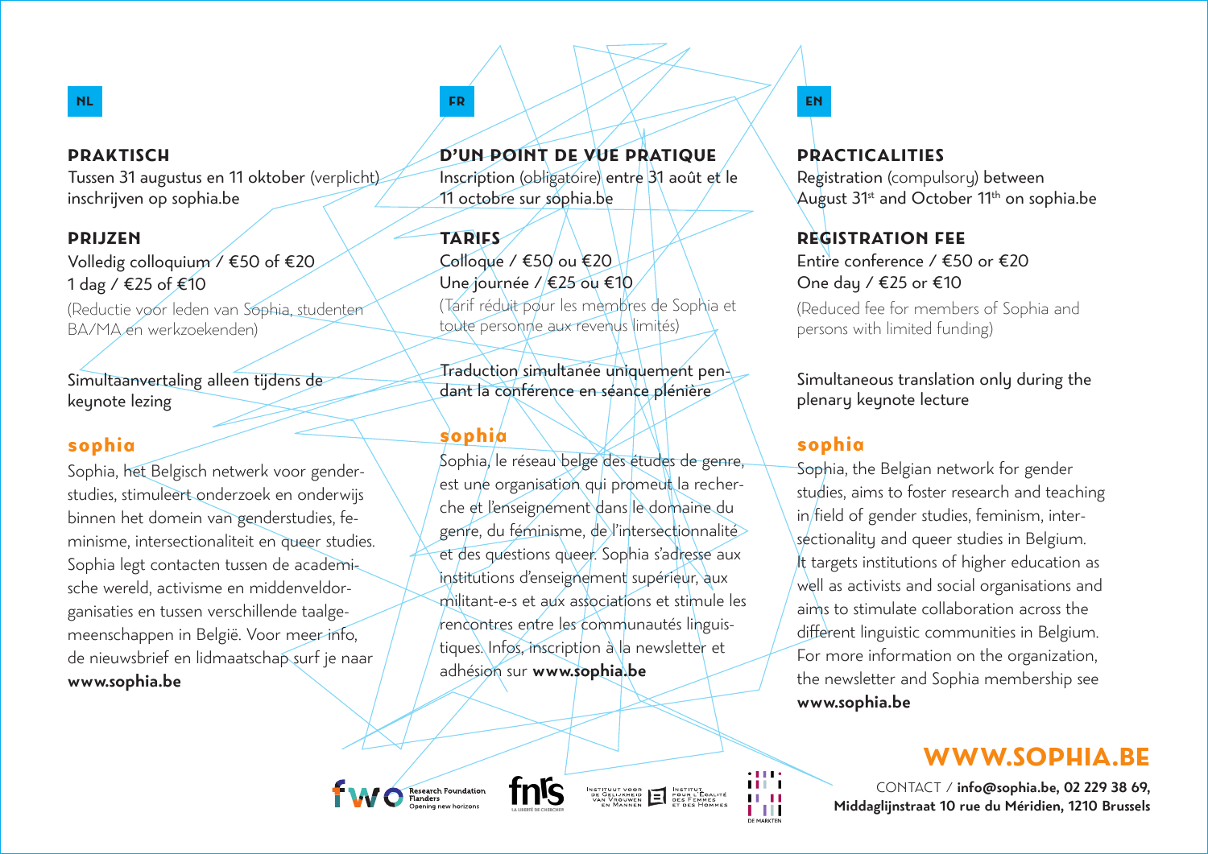NL

## PRAKTISCH

Tussen 31 augustus en 11 oktober (verplicht) inschrijven op sophia.be

## PRIJZEN

Volledig colloquium / €50 of €20
1 dag / €25 of €10

(Reductie voor leden van Sophia, studenten BA/MA en werkzoekenden)

Simultaanvertaling alleen tijdens de keynote lezing

## sophia

Sophia, het Belgisch netwerk voor genderstudies, stimuleert onderzoek en onderwijs binnen het domein van genderstudies, feminisme, intersectionaliteit en queer studies. Sophia legt contacten tussen de academische wereld, activisme en middenveldorganisaties en tussen verschillende taalgemeenschappen in België. Voor meer info, de nieuwsbrief en lidmaatschap surf je naar **www.sophia.be**

FR

## D'UN POINT DE VUE PRATIQUE

Inscription (obligatoire) entre 31 août et le 11 octobre sur sophia.be

## TARIFS

Colloque / €50 ou €20
Une journée / €25 ou €10

(Tarif réduit pour les membres de Sophia et toute personne aux revenus limités)

Traduction simultanée uniquement pendant la conférence en séance plénière

## sophia

Sophia, le réseau belge des études de genre, est une organisation qui promeut la recherche et l'enseignement dans le domaine du genre, du féminisme, de l'intersectionnalité et des questions queer. Sophia s'adresse aux institutions d'enseignement supérieur, aux militant-e-s et aux associations et stimule les rencontres entre les communautés linguistiques. Infos, inscription à la newsletter et adhésion sur **www.sophia.be**

EN

## PRACTICALITIES

Registration (compulsory) between August 31st and October 11th on sophia.be

## REGISTRATION FEE

Entire conference / €50 or €20
One day / €25 or €10

(Reduced fee for members of Sophia and persons with limited funding)

Simultaneous translation only during the plenary keynote lecture

## sophia

Sophia, the Belgian network for gender studies, aims to foster research and teaching in field of gender studies, feminism, intersectionality and queer studies in Belgium. It targets institutions of higher education as well as activists and social organisations and aims to stimulate collaboration across the different linguistic communities in Belgium. For more information on the organization, the newsletter and Sophia membership see **www.sophia.be**

# WWW.SOPHIA.BE

CONTACT / **info@sophia.be, 02 229 38 69, Middaglijnstraat 10 rue du Méridien, 1210 Brussels**

fwo Research Foundation Flanders Opening new horizons

fnrs LA LIBERTÉ DE CHERCHER

Instituut voor de Gelijkheid van Vrouwen en Mannen — Institut pour l'Égalité des Femmes et des Hommes

DE MARKTEN